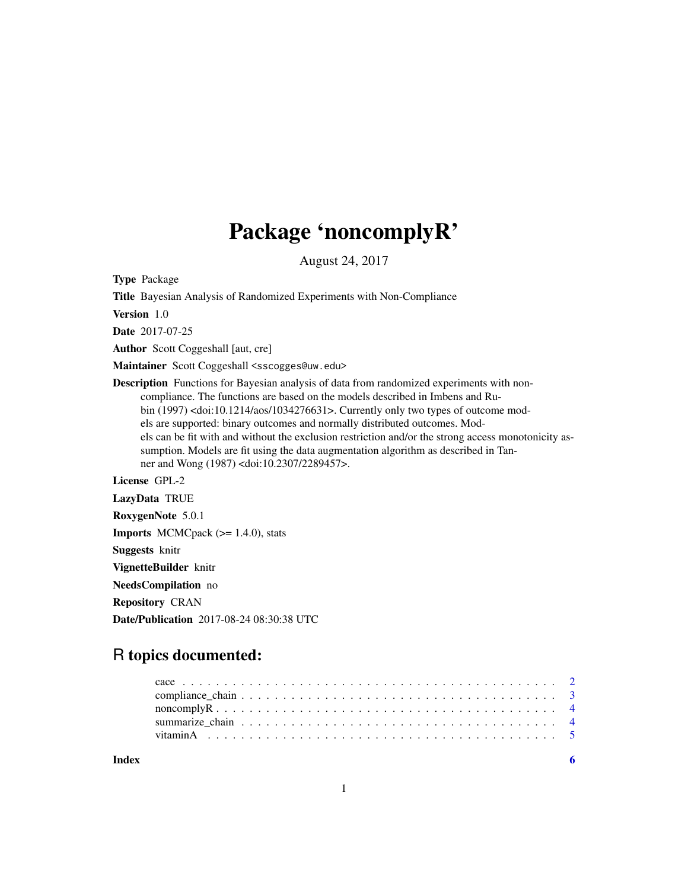# Package 'noncomplyR'

August 24, 2017

**Type** Package

**Title** Bayesian Analysis of Randomized Experiments with Non-Compliance

**Version** 1.0

**Date** 2017-07-25

**Author** Scott Coggeshall [aut, cre]

**Maintainer** Scott Coggeshall <sscogges@uw.edu>

**Description** Functions for Bayesian analysis of data from randomized experiments with non-compliance. The functions are based on the models described in Imbens and Rubin (1997) <doi:10.1214/aos/1034276631>. Currently only two types of outcome models are supported: binary outcomes and normally distributed outcomes. Models can be fit with and without the exclusion restriction and/or the strong access monotonicity assumption. Models are fit using the data augmentation algorithm as described in Tanner and Wong (1987) <doi:10.2307/2289457>.

**License** GPL-2

**LazyData** TRUE

**RoxygenNote** 5.0.1

**Imports** MCMCpack (>= 1.4.0), stats

**Suggests** knitr

**VignetteBuilder** knitr

**NeedsCompilation** no

**Repository** CRAN

**Date/Publication** 2017-08-24 08:30:38 UTC

## R topics documented:

- cace . . . . . . . . . . . . . . . . . . . . . . . . . . . . . . . . . . . . . . . . . . . 2
- compliance_chain . . . . . . . . . . . . . . . . . . . . . . . . . . . . . . . . . . . . . 3
- noncomplyR . . . . . . . . . . . . . . . . . . . . . . . . . . . . . . . . . . . . . . . 4
- summarize_chain . . . . . . . . . . . . . . . . . . . . . . . . . . . . . . . . . . . . . 4
- vitaminA . . . . . . . . . . . . . . . . . . . . . . . . . . . . . . . . . . . . . . . . . 5

**Index** **6**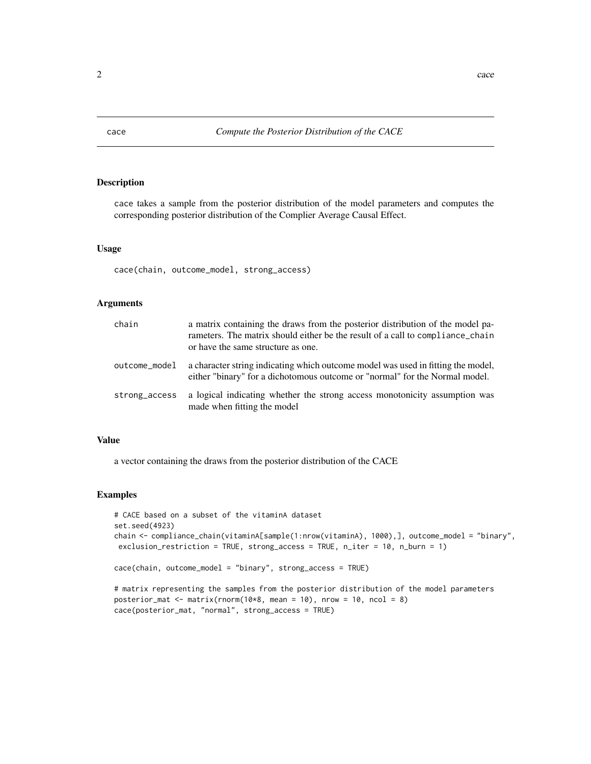# cace — *Compute the Posterior Distribution of the CACE*

## Description

cace takes a sample from the posterior distribution of the model parameters and computes the corresponding posterior distribution of the Complier Average Causal Effect.

## Usage

```
cace(chain, outcome_model, strong_access)
```

## Arguments

| | |
|---|---|
| chain | a matrix containing the draws from the posterior distribution of the model parameters. The matrix should either be the result of a call to `compliance_chain` or have the same structure as one. |
| outcome_model | a character string indicating which outcome model was used in fitting the model, either "binary" for a dichotomous outcome or "normal" for the Normal model. |
| strong_access | a logical indicating whether the strong access monotonicity assumption was made when fitting the model |

## Value

a vector containing the draws from the posterior distribution of the CACE

## Examples

```
# CACE based on a subset of the vitaminA dataset
set.seed(4923)
chain <- compliance_chain(vitaminA[sample(1:nrow(vitaminA), 1000),], outcome_model = "binary",
 exclusion_restriction = TRUE, strong_access = TRUE, n_iter = 10, n_burn = 1)

cace(chain, outcome_model = "binary", strong_access = TRUE)

# matrix representing the samples from the posterior distribution of the model parameters
posterior_mat <- matrix(rnorm(10*8, mean = 10), nrow = 10, ncol = 8)
cace(posterior_mat, "normal", strong_access = TRUE)
```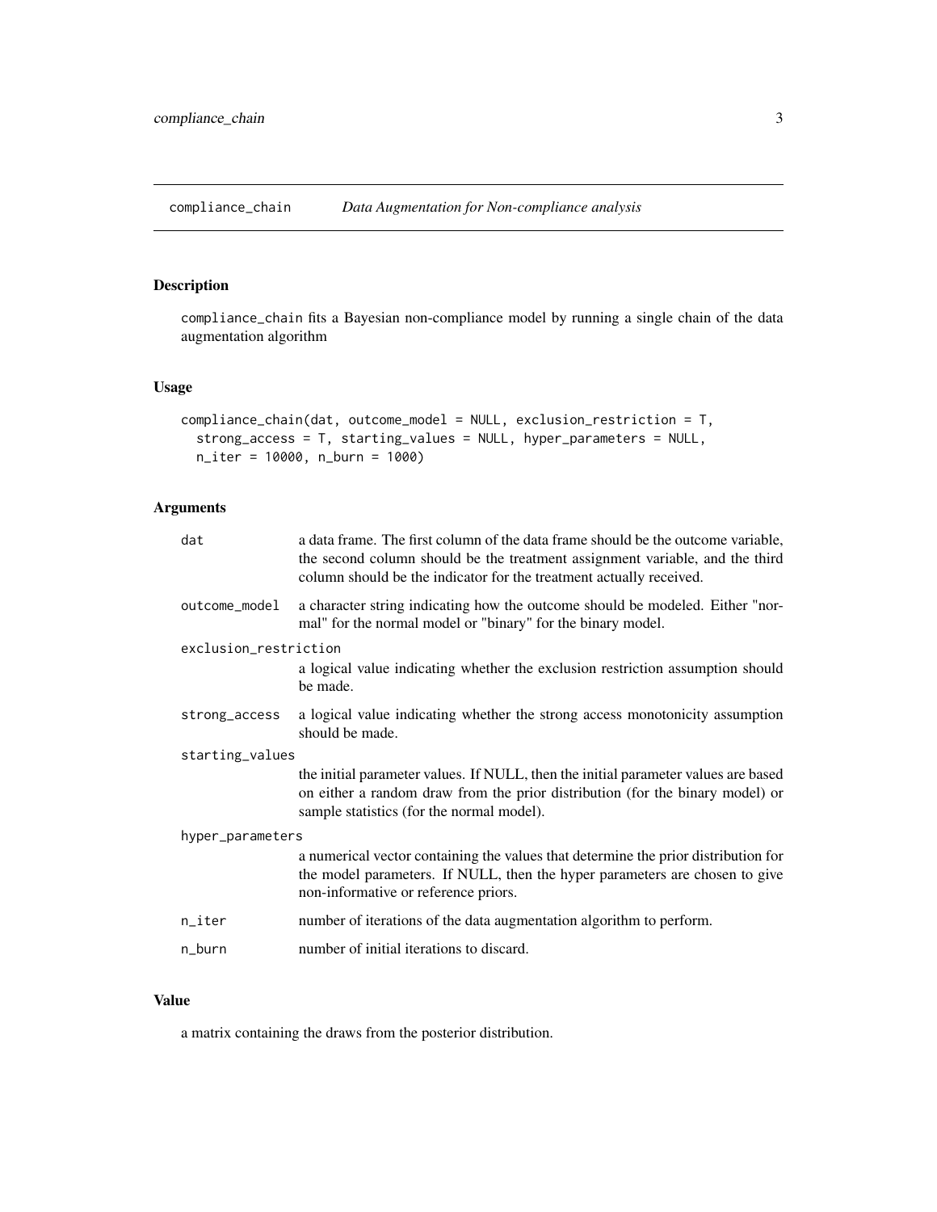## compliance_chain — *Data Augmentation for Non-compliance analysis*

### Description

compliance_chain fits a Bayesian non-compliance model by running a single chain of the data augmentation algorithm

### Usage

```
compliance_chain(dat, outcome_model = NULL, exclusion_restriction = T,
  strong_access = T, starting_values = NULL, hyper_parameters = NULL,
  n_iter = 10000, n_burn = 1000)
```

### Arguments

| | |
|---|---|
| dat | a data frame. The first column of the data frame should be the outcome variable, the second column should be the treatment assignment variable, and the third column should be the indicator for the treatment actually received. |
| outcome_model | a character string indicating how the outcome should be modeled. Either "normal" for the normal model or "binary" for the binary model. |
| exclusion_restriction | a logical value indicating whether the exclusion restriction assumption should be made. |
| strong_access | a logical value indicating whether the strong access monotonicity assumption should be made. |
| starting_values | the initial parameter values. If NULL, then the initial parameter values are based on either a random draw from the prior distribution (for the binary model) or sample statistics (for the normal model). |
| hyper_parameters | a numerical vector containing the values that determine the prior distribution for the model parameters. If NULL, then the hyper parameters are chosen to give non-informative or reference priors. |
| n_iter | number of iterations of the data augmentation algorithm to perform. |
| n_burn | number of initial iterations to discard. |

### Value

a matrix containing the draws from the posterior distribution.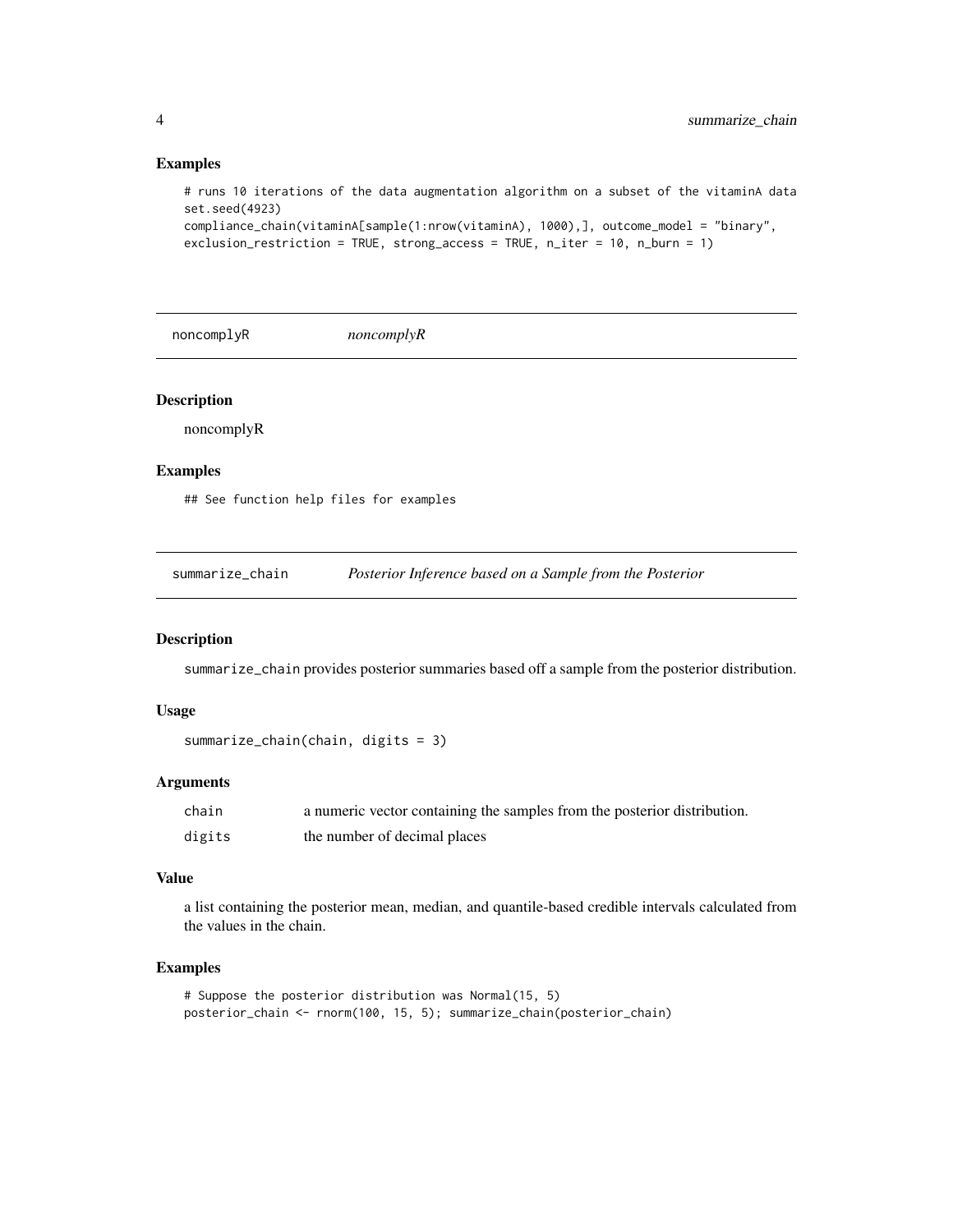### Examples

```
# runs 10 iterations of the data augmentation algorithm on a subset of the vitaminA data
set.seed(4923)
compliance_chain(vitaminA[sample(1:nrow(vitaminA), 1000),], outcome_model = "binary",
exclusion_restriction = TRUE, strong_access = TRUE, n_iter = 10, n_burn = 1)
```

---

## noncomplyR    *noncomplyR*

---

### Description

noncomplyR

### Examples

```
## See function help files for examples
```

---

## summarize_chain    *Posterior Inference based on a Sample from the Posterior*

---

### Description

summarize_chain provides posterior summaries based off a sample from the posterior distribution.

### Usage

```
summarize_chain(chain, digits = 3)
```

### Arguments

| | |
|---|---|
| chain | a numeric vector containing the samples from the posterior distribution. |
| digits | the number of decimal places |

### Value

a list containing the posterior mean, median, and quantile-based credible intervals calculated from the values in the chain.

### Examples

```
# Suppose the posterior distribution was Normal(15, 5)
posterior_chain <- rnorm(100, 15, 5); summarize_chain(posterior_chain)
```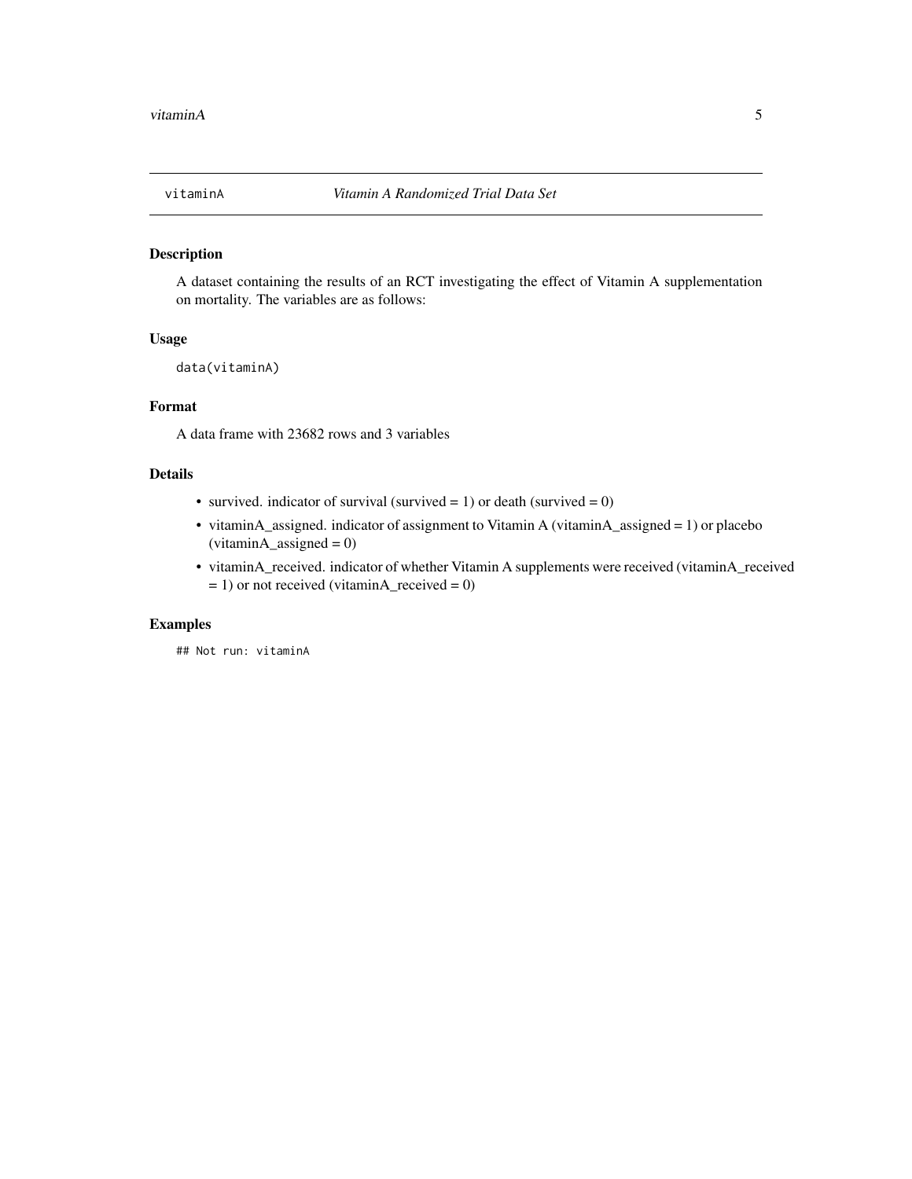`vitaminA` *Vitamin A Randomized Trial Data Set*

## Description

A dataset containing the results of an RCT investigating the effect of Vitamin A supplementation on mortality. The variables are as follows:

## Usage

```
data(vitaminA)
```

## Format

A data frame with 23682 rows and 3 variables

## Details

- survived. indicator of survival (survived = 1) or death (survived = 0)
- vitaminA_assigned. indicator of assignment to Vitamin A (vitaminA_assigned = 1) or placebo (vitaminA_assigned = 0)
- vitaminA_received. indicator of whether Vitamin A supplements were received (vitaminA_received = 1) or not received (vitaminA_received = 0)

## Examples

```
## Not run: vitaminA
```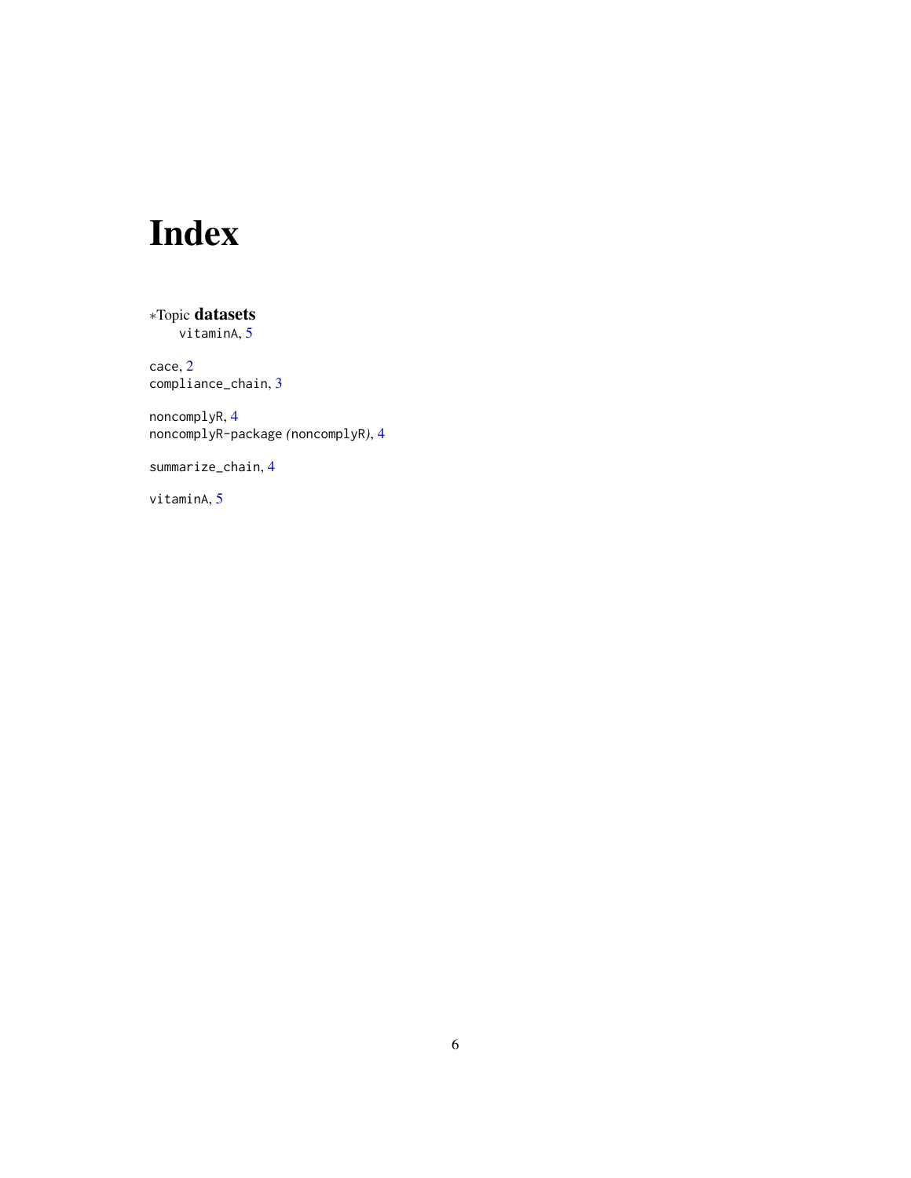# Index

*Topic **datasets**
  vitaminA, 5

cace, 2
compliance_chain, 3

noncomplyR, 4
noncomplyR-package (noncomplyR), 4

summarize_chain, 4

vitaminA, 5